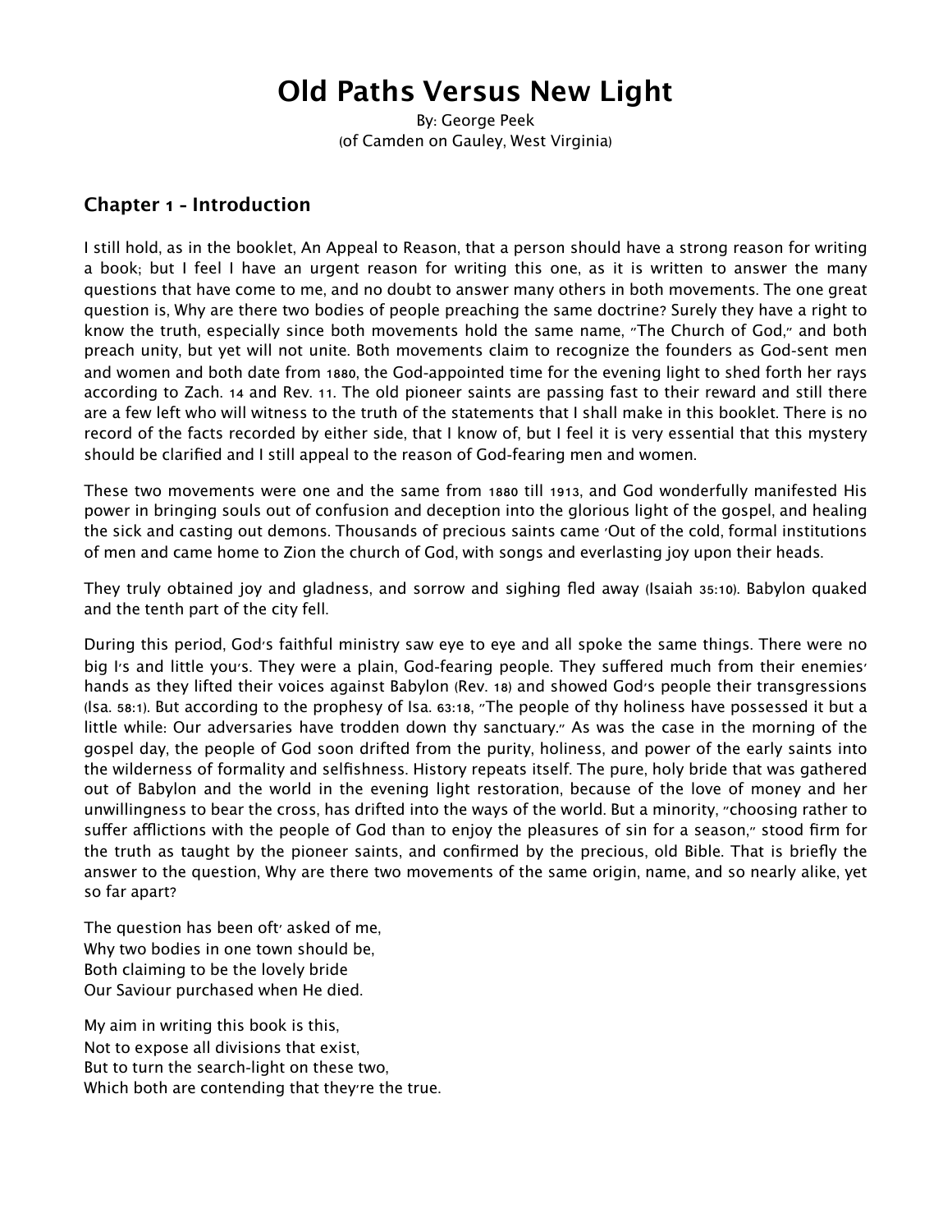# Old Paths Versus New Light

By: George Peek
(of Camden on Gauley, West Virginia)

## Chapter 1 - Introduction

I still hold, as in the booklet, An Appeal to Reason, that a person should have a strong reason for writing a book; but I feel I have an urgent reason for writing this one, as it is written to answer the many questions that have come to me, and no doubt to answer many others in both movements. The one great question is, Why are there two bodies of people preaching the same doctrine? Surely they have a right to know the truth, especially since both movements hold the same name, "The Church of God," and both preach unity, but yet will not unite. Both movements claim to recognize the founders as God-sent men and women and both date from 1880, the God-appointed time for the evening light to shed forth her rays according to Zach. 14 and Rev. 11. The old pioneer saints are passing fast to their reward and still there are a few left who will witness to the truth of the statements that I shall make in this booklet. There is no record of the facts recorded by either side, that I know of, but I feel it is very essential that this mystery should be clarified and I still appeal to the reason of God-fearing men and women.

These two movements were one and the same from 1880 till 1913, and God wonderfully manifested His power in bringing souls out of confusion and deception into the glorious light of the gospel, and healing the sick and casting out demons. Thousands of precious saints came 'Out of the cold, formal institutions of men and came home to Zion the church of God, with songs and everlasting joy upon their heads.

They truly obtained joy and gladness, and sorrow and sighing fled away (Isaiah 35:10). Babylon quaked and the tenth part of the city fell.

During this period, God's faithful ministry saw eye to eye and all spoke the same things. There were no big I's and little you's. They were a plain, God-fearing people. They suffered much from their enemies' hands as they lifted their voices against Babylon (Rev. 18) and showed God's people their transgressions (Isa. 58:1). But according to the prophesy of Isa. 63:18, "The people of thy holiness have possessed it but a little while: Our adversaries have trodden down thy sanctuary." As was the case in the morning of the gospel day, the people of God soon drifted from the purity, holiness, and power of the early saints into the wilderness of formality and selfishness. History repeats itself. The pure, holy bride that was gathered out of Babylon and the world in the evening light restoration, because of the love of money and her unwillingness to bear the cross, has drifted into the ways of the world. But a minority, "choosing rather to suffer afflictions with the people of God than to enjoy the pleasures of sin for a season," stood firm for the truth as taught by the pioneer saints, and confirmed by the precious, old Bible. That is briefly the answer to the question, Why are there two movements of the same origin, name, and so nearly alike, yet so far apart?

The question has been oft' asked of me,
Why two bodies in one town should be,
Both claiming to be the lovely bride
Our Saviour purchased when He died.

My aim in writing this book is this,
Not to expose all divisions that exist,
But to turn the search-light on these two,
Which both are contending that they're the true.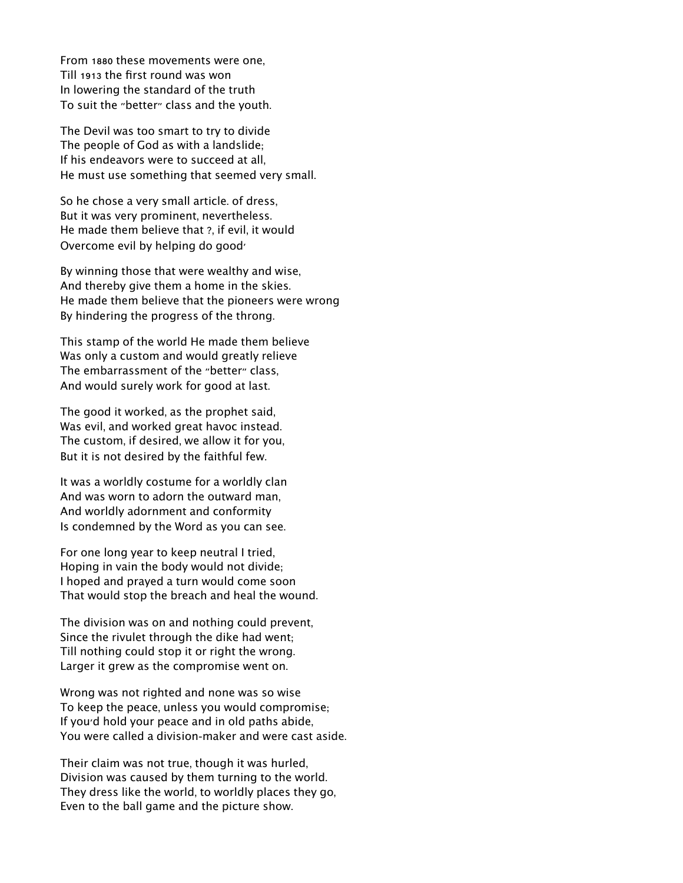From 1880 these movements were one,
Till 1913 the first round was won
In lowering the standard of the truth
To suit the "better" class and the youth.

The Devil was too smart to try to divide
The people of God as with a landslide;
If his endeavors were to succeed at all,
He must use something that seemed very small.

So he chose a very small article. of dress,
But it was very prominent, nevertheless.
He made them believe that ?, if evil, it would
Overcome evil by helping do good'

By winning those that were wealthy and wise,
And thereby give them a home in the skies.
He made them believe that the pioneers were wrong
By hindering the progress of the throng.

This stamp of the world He made them believe
Was only a custom and would greatly relieve
The embarrassment of the "better" class,
And would surely work for good at last.

The good it worked, as the prophet said,
Was evil, and worked great havoc instead.
The custom, if desired, we allow it for you,
But it is not desired by the faithful few.

It was a worldly costume for a worldly clan
And was worn to adorn the outward man,
And worldly adornment and conformity
Is condemned by the Word as you can see.

For one long year to keep neutral I tried,
Hoping in vain the body would not divide;
I hoped and prayed a turn would come soon
That would stop the breach and heal the wound.

The division was on and nothing could prevent,
Since the rivulet through the dike had went;
Till nothing could stop it or right the wrong.
Larger it grew as the compromise went on.

Wrong was not righted and none was so wise
To keep the peace, unless you would compromise;
If you'd hold your peace and in old paths abide,
You were called a division-maker and were cast aside.

Their claim was not true, though it was hurled,
Division was caused by them turning to the world.
They dress like the world, to worldly places they go,
Even to the ball game and the picture show.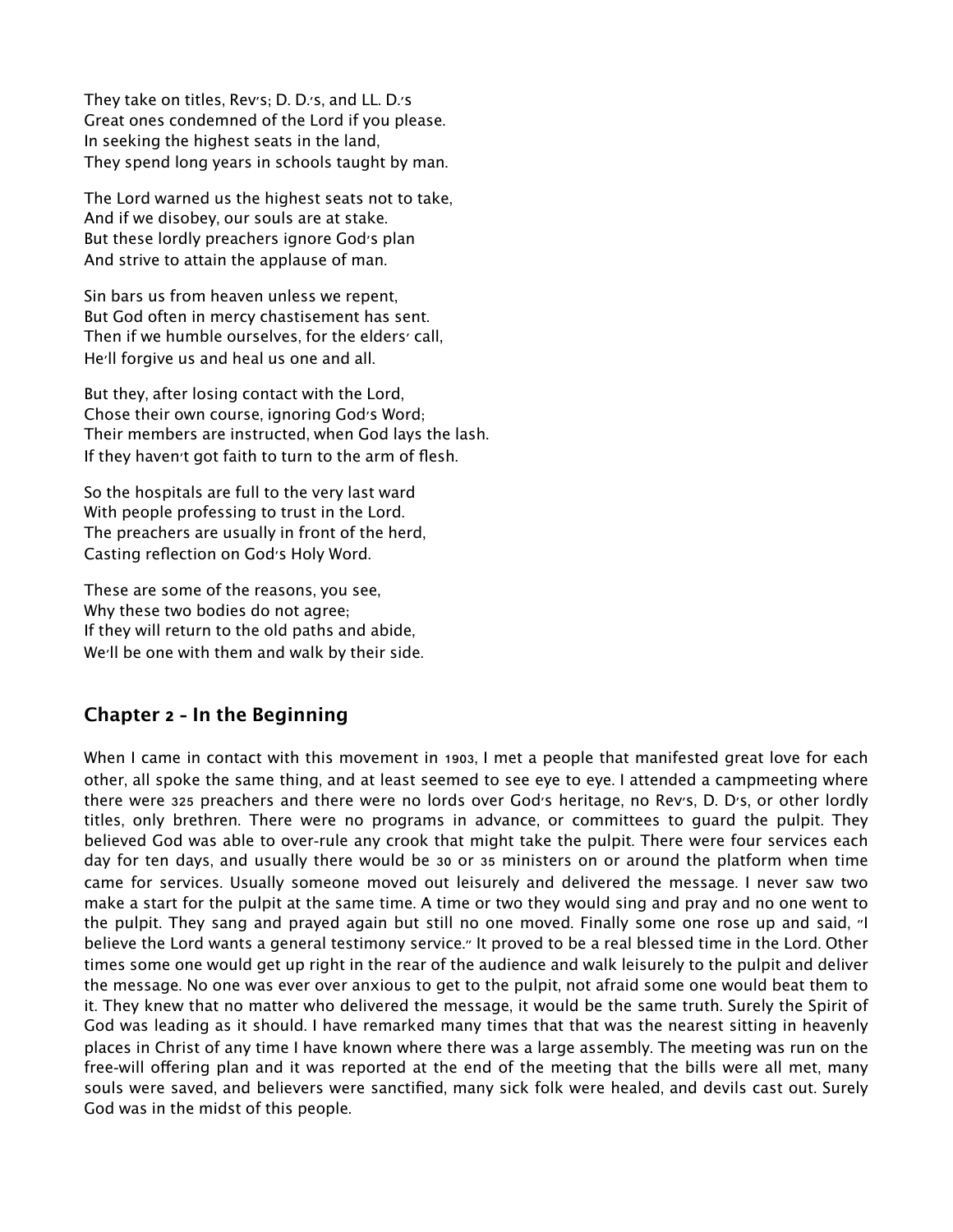They take on titles, Rev's; D. D.'s, and LL. D.'s
Great ones condemned of the Lord if you please.
In seeking the highest seats in the land,
They spend long years in schools taught by man.

The Lord warned us the highest seats not to take,
And if we disobey, our souls are at stake.
But these lordly preachers ignore God's plan
And strive to attain the applause of man.

Sin bars us from heaven unless we repent,
But God often in mercy chastisement has sent.
Then if we humble ourselves, for the elders' call,
He'll forgive us and heal us one and all.

But they, after losing contact with the Lord,
Chose their own course, ignoring God's Word;
Their members are instructed, when God lays the lash.
If they haven't got faith to turn to the arm of flesh.

So the hospitals are full to the very last ward
With people professing to trust in the Lord.
The preachers are usually in front of the herd,
Casting reflection on God's Holy Word.

These are some of the reasons, you see,
Why these two bodies do not agree;
If they will return to the old paths and abide,
We'll be one with them and walk by their side.

## Chapter 2 - In the Beginning

When I came in contact with this movement in 1903, I met a people that manifested great love for each other, all spoke the same thing, and at least seemed to see eye to eye. I attended a campmeeting where there were 325 preachers and there were no lords over God's heritage, no Rev's, D. D's, or other lordly titles, only brethren. There were no programs in advance, or committees to guard the pulpit. They believed God was able to over-rule any crook that might take the pulpit. There were four services each day for ten days, and usually there would be 30 or 35 ministers on or around the platform when time came for services. Usually someone moved out leisurely and delivered the message. I never saw two make a start for the pulpit at the same time. A time or two they would sing and pray and no one went to the pulpit. They sang and prayed again but still no one moved. Finally some one rose up and said, "I believe the Lord wants a general testimony service." It proved to be a real blessed time in the Lord. Other times some one would get up right in the rear of the audience and walk leisurely to the pulpit and deliver the message. No one was ever over anxious to get to the pulpit, not afraid some one would beat them to it. They knew that no matter who delivered the message, it would be the same truth. Surely the Spirit of God was leading as it should. I have remarked many times that that was the nearest sitting in heavenly places in Christ of any time I have known where there was a large assembly. The meeting was run on the free-will offering plan and it was reported at the end of the meeting that the bills were all met, many souls were saved, and believers were sanctified, many sick folk were healed, and devils cast out. Surely God was in the midst of this people.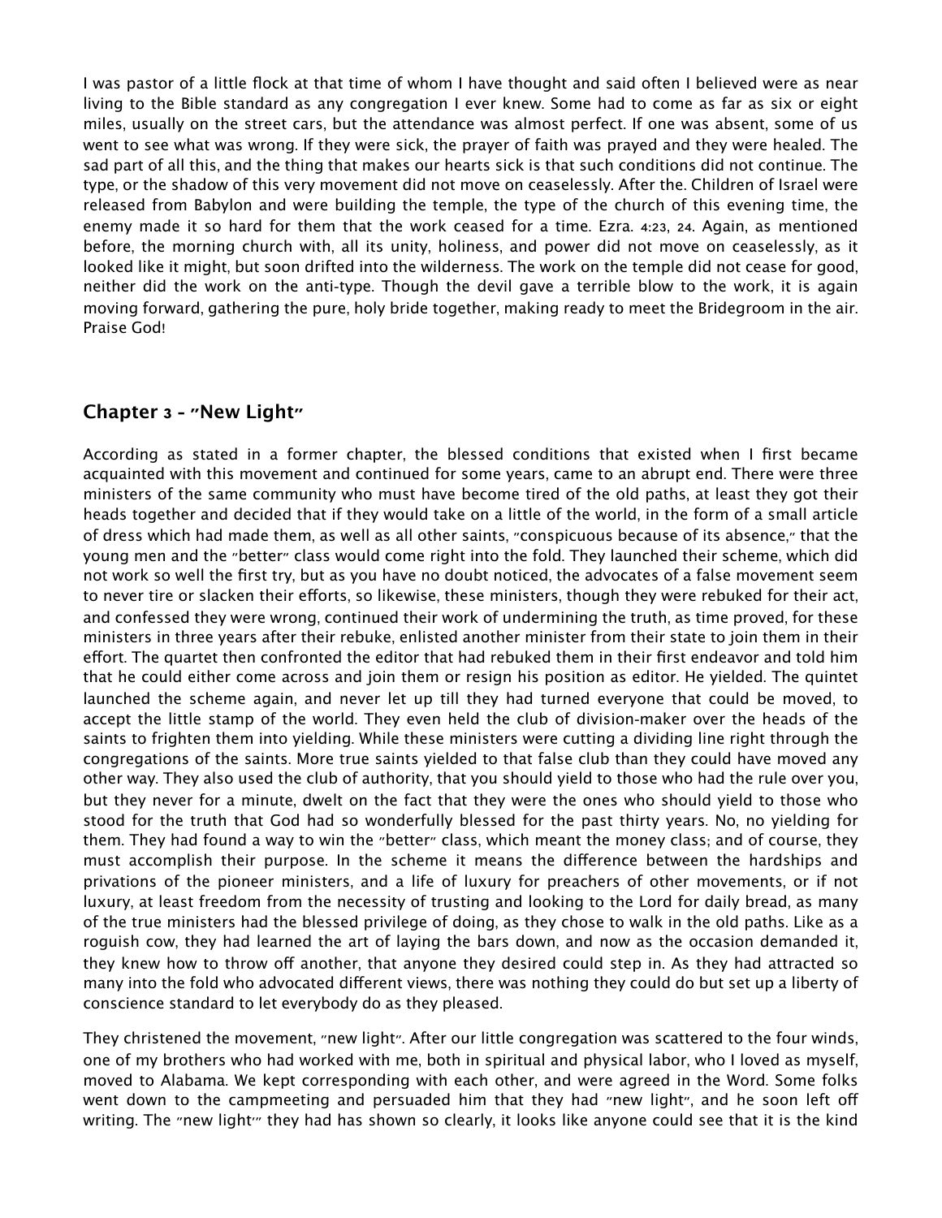I was pastor of a little flock at that time of whom I have thought and said often I believed were as near living to the Bible standard as any congregation I ever knew. Some had to come as far as six or eight miles, usually on the street cars, but the attendance was almost perfect. If one was absent, some of us went to see what was wrong. If they were sick, the prayer of faith was prayed and they were healed. The sad part of all this, and the thing that makes our hearts sick is that such conditions did not continue. The type, or the shadow of this very movement did not move on ceaselessly. After the. Children of Israel were released from Babylon and were building the temple, the type of the church of this evening time, the enemy made it so hard for them that the work ceased for a time. Ezra. 4:23, 24. Again, as mentioned before, the morning church with, all its unity, holiness, and power did not move on ceaselessly, as it looked like it might, but soon drifted into the wilderness. The work on the temple did not cease for good, neither did the work on the anti-type. Though the devil gave a terrible blow to the work, it is again moving forward, gathering the pure, holy bride together, making ready to meet the Bridegroom in the air. Praise God!

## Chapter 3 - "New Light"

According as stated in a former chapter, the blessed conditions that existed when I first became acquainted with this movement and continued for some years, came to an abrupt end. There were three ministers of the same community who must have become tired of the old paths, at least they got their heads together and decided that if they would take on a little of the world, in the form of a small article of dress which had made them, as well as all other saints, "conspicuous because of its absence," that the young men and the "better" class would come right into the fold. They launched their scheme, which did not work so well the first try, but as you have no doubt noticed, the advocates of a false movement seem to never tire or slacken their efforts, so likewise, these ministers, though they were rebuked for their act, and confessed they were wrong, continued their work of undermining the truth, as time proved, for these ministers in three years after their rebuke, enlisted another minister from their state to join them in their effort. The quartet then confronted the editor that had rebuked them in their first endeavor and told him that he could either come across and join them or resign his position as editor. He yielded. The quintet launched the scheme again, and never let up till they had turned everyone that could be moved, to accept the little stamp of the world. They even held the club of division-maker over the heads of the saints to frighten them into yielding. While these ministers were cutting a dividing line right through the congregations of the saints. More true saints yielded to that false club than they could have moved any other way. They also used the club of authority, that you should yield to those who had the rule over you, but they never for a minute, dwelt on the fact that they were the ones who should yield to those who stood for the truth that God had so wonderfully blessed for the past thirty years. No, no yielding for them. They had found a way to win the "better" class, which meant the money class; and of course, they must accomplish their purpose. In the scheme it means the difference between the hardships and privations of the pioneer ministers, and a life of luxury for preachers of other movements, or if not luxury, at least freedom from the necessity of trusting and looking to the Lord for daily bread, as many of the true ministers had the blessed privilege of doing, as they chose to walk in the old paths. Like as a roguish cow, they had learned the art of laying the bars down, and now as the occasion demanded it, they knew how to throw off another, that anyone they desired could step in. As they had attracted so many into the fold who advocated different views, there was nothing they could do but set up a liberty of conscience standard to let everybody do as they pleased.

They christened the movement, "new light". After our little congregation was scattered to the four winds, one of my brothers who had worked with me, both in spiritual and physical labor, who I loved as myself, moved to Alabama. We kept corresponding with each other, and were agreed in the Word. Some folks went down to the campmeeting and persuaded him that they had "new light", and he soon left off writing. The "new light"' they had has shown so clearly, it looks like anyone could see that it is the kind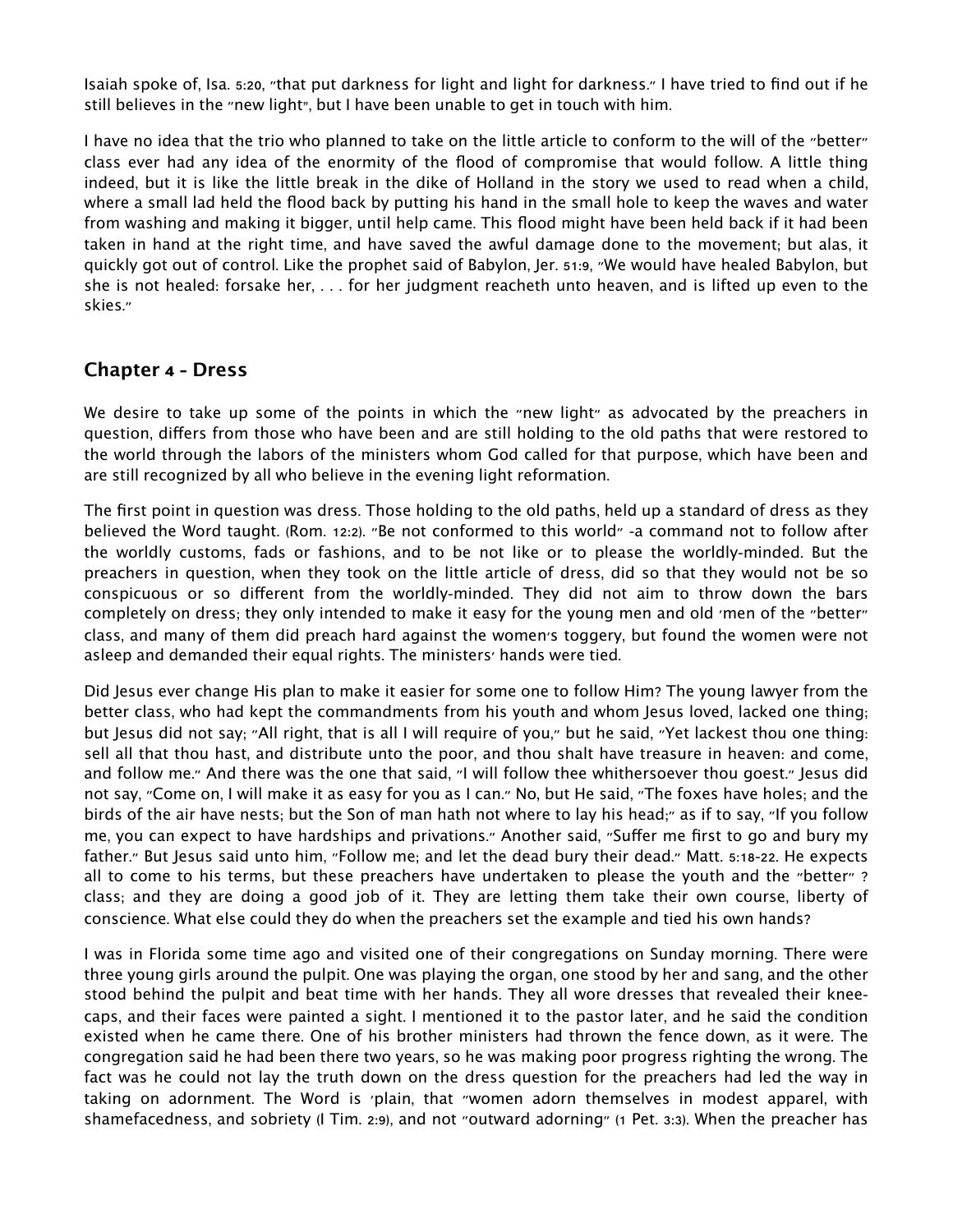Isaiah spoke of, Isa. 5:20, "that put darkness for light and light for darkness." I have tried to find out if he still believes in the "new light", but I have been unable to get in touch with him.

I have no idea that the trio who planned to take on the little article to conform to the will of the "better" class ever had any idea of the enormity of the flood of compromise that would follow. A little thing indeed, but it is like the little break in the dike of Holland in the story we used to read when a child, where a small lad held the flood back by putting his hand in the small hole to keep the waves and water from washing and making it bigger, until help came. This flood might have been held back if it had been taken in hand at the right time, and have saved the awful damage done to the movement; but alas, it quickly got out of control. Like the prophet said of Babylon, Jer. 51:9, "We would have healed Babylon, but she is not healed: forsake her, . . . for her judgment reacheth unto heaven, and is lifted up even to the skies."

## Chapter 4 - Dress

We desire to take up some of the points in which the "new light" as advocated by the preachers in question, differs from those who have been and are still holding to the old paths that were restored to the world through the labors of the ministers whom God called for that purpose, which have been and are still recognized by all who believe in the evening light reformation.

The first point in question was dress. Those holding to the old paths, held up a standard of dress as they believed the Word taught. (Rom. 12:2). "Be not conformed to this world" -a command not to follow after the worldly customs, fads or fashions, and to be not like or to please the worldly-minded. But the preachers in question, when they took on the little article of dress, did so that they would not be so conspicuous or so different from the worldly-minded. They did not aim to throw down the bars completely on dress; they only intended to make it easy for the young men and old 'men of the "better" class, and many of them did preach hard against the women's toggery, but found the women were not asleep and demanded their equal rights. The ministers' hands were tied.

Did Jesus ever change His plan to make it easier for some one to follow Him? The young lawyer from the better class, who had kept the commandments from his youth and whom Jesus loved, lacked one thing; but Jesus did not say; "All right, that is all I will require of you," but he said, "Yet lackest thou one thing: sell all that thou hast, and distribute unto the poor, and thou shalt have treasure in heaven: and come, and follow me." And there was the one that said, "I will follow thee whithersoever thou goest." Jesus did not say, "Come on, I will make it as easy for you as I can." No, but He said, "The foxes have holes; and the birds of the air have nests; but the Son of man hath not where to lay his head;" as if to say, "If you follow me, you can expect to have hardships and privations." Another said, "Suffer me first to go and bury my father." But Jesus said unto him, "Follow me; and let the dead bury their dead." Matt. 5:18-22. He expects all to come to his terms, but these preachers have undertaken to please the youth and the "better" ? class; and they are doing a good job of it. They are letting them take their own course, liberty of conscience. What else could they do when the preachers set the example and tied his own hands?

I was in Florida some time ago and visited one of their congregations on Sunday morning. There were three young girls around the pulpit. One was playing the organ, one stood by her and sang, and the other stood behind the pulpit and beat time with her hands. They all wore dresses that revealed their knee-caps, and their faces were painted a sight. I mentioned it to the pastor later, and he said the condition existed when he came there. One of his brother ministers had thrown the fence down, as it were. The congregation said he had been there two years, so he was making poor progress righting the wrong. The fact was he could not lay the truth down on the dress question for the preachers had led the way in taking on adornment. The Word is 'plain, that "women adorn themselves in modest apparel, with shamefacedness, and sobriety (I Tim. 2:9), and not "outward adorning" (1 Pet. 3:3). When the preacher has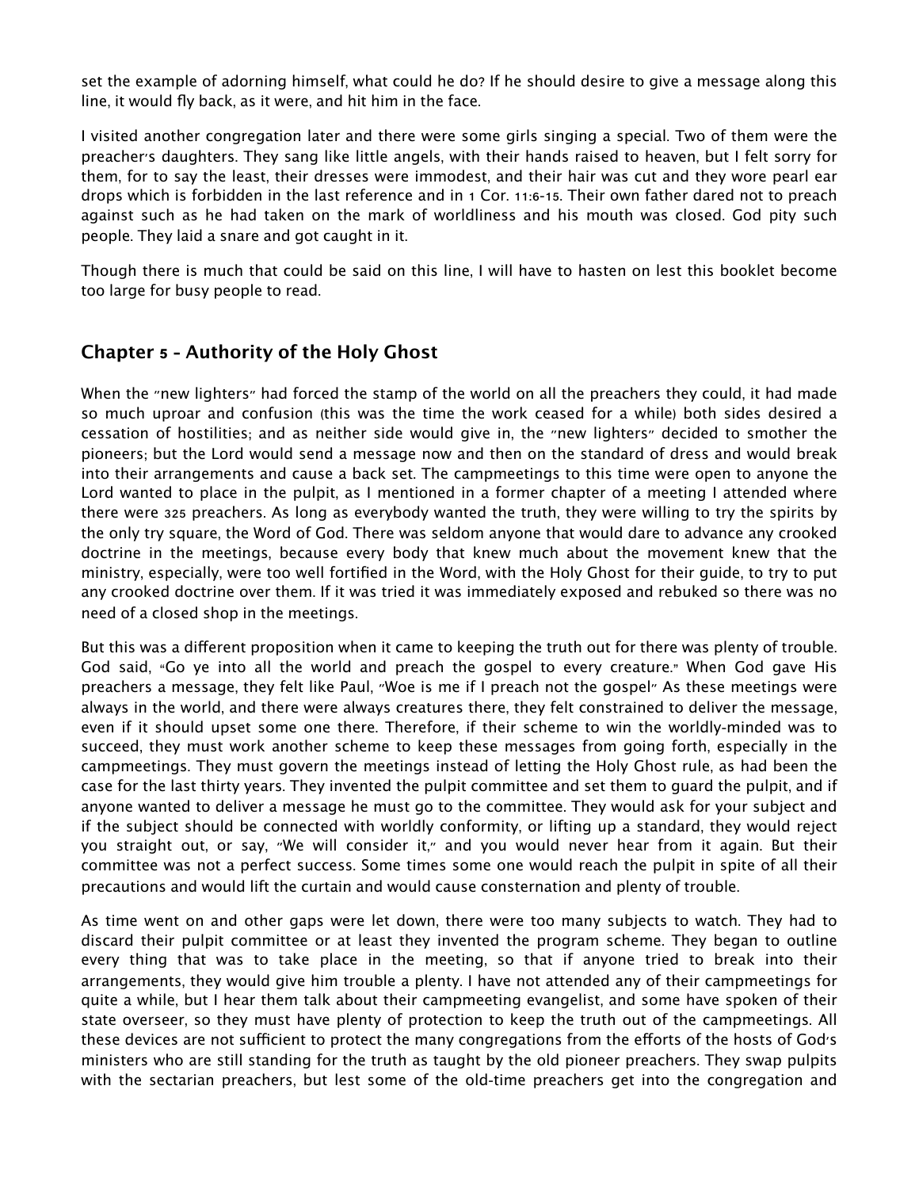set the example of adorning himself, what could he do? If he should desire to give a message along this line, it would fly back, as it were, and hit him in the face.

I visited another congregation later and there were some girls singing a special. Two of them were the preacher's daughters. They sang like little angels, with their hands raised to heaven, but I felt sorry for them, for to say the least, their dresses were immodest, and their hair was cut and they wore pearl ear drops which is forbidden in the last reference and in 1 Cor. 11:6-15. Their own father dared not to preach against such as he had taken on the mark of worldliness and his mouth was closed. God pity such people. They laid a snare and got caught in it.

Though there is much that could be said on this line, I will have to hasten on lest this booklet become too large for busy people to read.

## Chapter 5 - Authority of the Holy Ghost

When the "new lighters" had forced the stamp of the world on all the preachers they could, it had made so much uproar and confusion (this was the time the work ceased for a while) both sides desired a cessation of hostilities; and as neither side would give in, the "new lighters" decided to smother the pioneers; but the Lord would send a message now and then on the standard of dress and would break into their arrangements and cause a back set. The campmeetings to this time were open to anyone the Lord wanted to place in the pulpit, as I mentioned in a former chapter of a meeting I attended where there were 325 preachers. As long as everybody wanted the truth, they were willing to try the spirits by the only try square, the Word of God. There was seldom anyone that would dare to advance any crooked doctrine in the meetings, because every body that knew much about the movement knew that the ministry, especially, were too well fortified in the Word, with the Holy Ghost for their guide, to try to put any crooked doctrine over them. If it was tried it was immediately exposed and rebuked so there was no need of a closed shop in the meetings.

But this was a different proposition when it came to keeping the truth out for there was plenty of trouble. God said, "Go ye into all the world and preach the gospel to every creature." When God gave His preachers a message, they felt like Paul, "Woe is me if I preach not the gospel" As these meetings were always in the world, and there were always creatures there, they felt constrained to deliver the message, even if it should upset some one there. Therefore, if their scheme to win the worldly-minded was to succeed, they must work another scheme to keep these messages from going forth, especially in the campmeetings. They must govern the meetings instead of letting the Holy Ghost rule, as had been the case for the last thirty years. They invented the pulpit committee and set them to guard the pulpit, and if anyone wanted to deliver a message he must go to the committee. They would ask for your subject and if the subject should be connected with worldly conformity, or lifting up a standard, they would reject you straight out, or say, "We will consider it," and you would never hear from it again. But their committee was not a perfect success. Some times some one would reach the pulpit in spite of all their precautions and would lift the curtain and would cause consternation and plenty of trouble.

As time went on and other gaps were let down, there were too many subjects to watch. They had to discard their pulpit committee or at least they invented the program scheme. They began to outline every thing that was to take place in the meeting, so that if anyone tried to break into their arrangements, they would give him trouble a plenty. I have not attended any of their campmeetings for quite a while, but I hear them talk about their campmeeting evangelist, and some have spoken of their state overseer, so they must have plenty of protection to keep the truth out of the campmeetings. All these devices are not sufficient to protect the many congregations from the efforts of the hosts of God's ministers who are still standing for the truth as taught by the old pioneer preachers. They swap pulpits with the sectarian preachers, but lest some of the old-time preachers get into the congregation and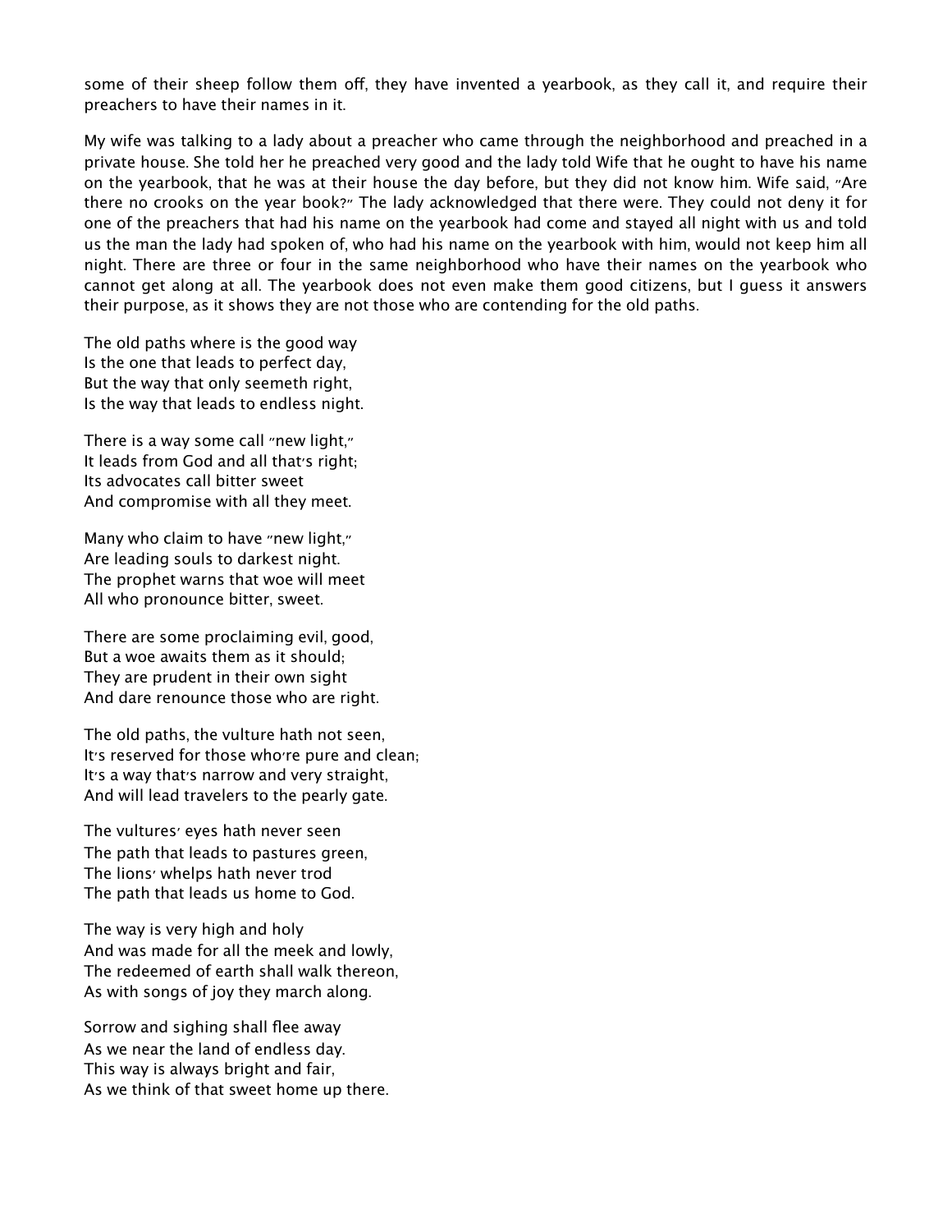some of their sheep follow them off, they have invented a yearbook, as they call it, and require their preachers to have their names in it.

My wife was talking to a lady about a preacher who came through the neighborhood and preached in a private house. She told her he preached very good and the lady told Wife that he ought to have his name on the yearbook, that he was at their house the day before, but they did not know him. Wife said, "Are there no crooks on the year book?" The lady acknowledged that there were. They could not deny it for one of the preachers that had his name on the yearbook had come and stayed all night with us and told us the man the lady had spoken of, who had his name on the yearbook with him, would not keep him all night. There are three or four in the same neighborhood who have their names on the yearbook who cannot get along at all. The yearbook does not even make them good citizens, but I guess it answers their purpose, as it shows they are not those who are contending for the old paths.

The old paths where is the good way  
Is the one that leads to perfect day,  
But the way that only seemeth right,  
Is the way that leads to endless night.

There is a way some call "new light,"  
It leads from God and all that's right;  
Its advocates call bitter sweet  
And compromise with all they meet.

Many who claim to have "new light,"  
Are leading souls to darkest night.  
The prophet warns that woe will meet  
All who pronounce bitter, sweet.

There are some proclaiming evil, good,  
But a woe awaits them as it should;  
They are prudent in their own sight  
And dare renounce those who are right.

The old paths, the vulture hath not seen,  
It's reserved for those who're pure and clean;  
It's a way that's narrow and very straight,  
And will lead travelers to the pearly gate.

The vultures' eyes hath never seen  
The path that leads to pastures green,  
The lions' whelps hath never trod  
The path that leads us home to God.

The way is very high and holy  
And was made for all the meek and lowly,  
The redeemed of earth shall walk thereon,  
As with songs of joy they march along.

Sorrow and sighing shall flee away  
As we near the land of endless day.  
This way is always bright and fair,  
As we think of that sweet home up there.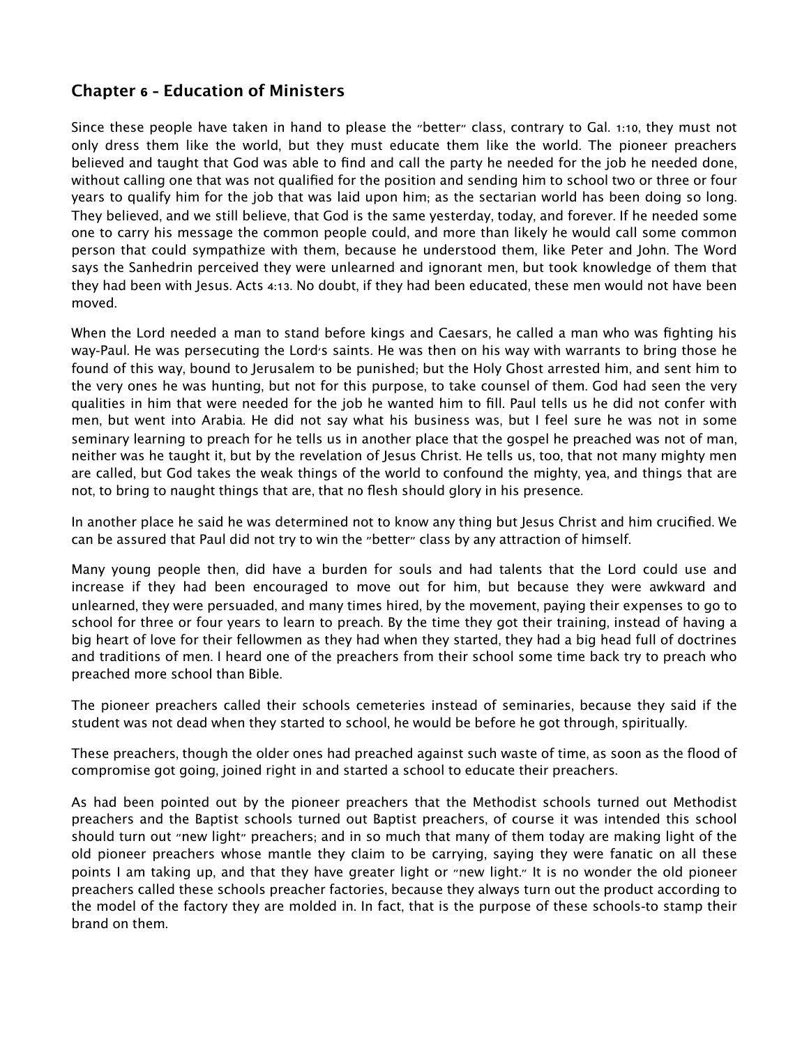## Chapter 6 - Education of Ministers

Since these people have taken in hand to please the "better" class, contrary to Gal. 1:10, they must not only dress them like the world, but they must educate them like the world. The pioneer preachers believed and taught that God was able to find and call the party he needed for the job he needed done, without calling one that was not qualified for the position and sending him to school two or three or four years to qualify him for the job that was laid upon him; as the sectarian world has been doing so long. They believed, and we still believe, that God is the same yesterday, today, and forever. If he needed some one to carry his message the common people could, and more than likely he would call some common person that could sympathize with them, because he understood them, like Peter and John. The Word says the Sanhedrin perceived they were unlearned and ignorant men, but took knowledge of them that they had been with Jesus. Acts 4:13. No doubt, if they had been educated, these men would not have been moved.

When the Lord needed a man to stand before kings and Caesars, he called a man who was fighting his way-Paul. He was persecuting the Lord's saints. He was then on his way with warrants to bring those he found of this way, bound to Jerusalem to be punished; but the Holy Ghost arrested him, and sent him to the very ones he was hunting, but not for this purpose, to take counsel of them. God had seen the very qualities in him that were needed for the job he wanted him to fill. Paul tells us he did not confer with men, but went into Arabia. He did not say what his business was, but I feel sure he was not in some seminary learning to preach for he tells us in another place that the gospel he preached was not of man, neither was he taught it, but by the revelation of Jesus Christ. He tells us, too, that not many mighty men are called, but God takes the weak things of the world to confound the mighty, yea, and things that are not, to bring to naught things that are, that no flesh should glory in his presence.

In another place he said he was determined not to know any thing but Jesus Christ and him crucified. We can be assured that Paul did not try to win the "better" class by any attraction of himself.

Many young people then, did have a burden for souls and had talents that the Lord could use and increase if they had been encouraged to move out for him, but because they were awkward and unlearned, they were persuaded, and many times hired, by the movement, paying their expenses to go to school for three or four years to learn to preach. By the time they got their training, instead of having a big heart of love for their fellowmen as they had when they started, they had a big head full of doctrines and traditions of men. I heard one of the preachers from their school some time back try to preach who preached more school than Bible.

The pioneer preachers called their schools cemeteries instead of seminaries, because they said if the student was not dead when they started to school, he would be before he got through, spiritually.

These preachers, though the older ones had preached against such waste of time, as soon as the flood of compromise got going, joined right in and started a school to educate their preachers.

As had been pointed out by the pioneer preachers that the Methodist schools turned out Methodist preachers and the Baptist schools turned out Baptist preachers, of course it was intended this school should turn out "new light" preachers; and in so much that many of them today are making light of the old pioneer preachers whose mantle they claim to be carrying, saying they were fanatic on all these points I am taking up, and that they have greater light or "new light." It is no wonder the old pioneer preachers called these schools preacher factories, because they always turn out the product according to the model of the factory they are molded in. In fact, that is the purpose of these schools-to stamp their brand on them.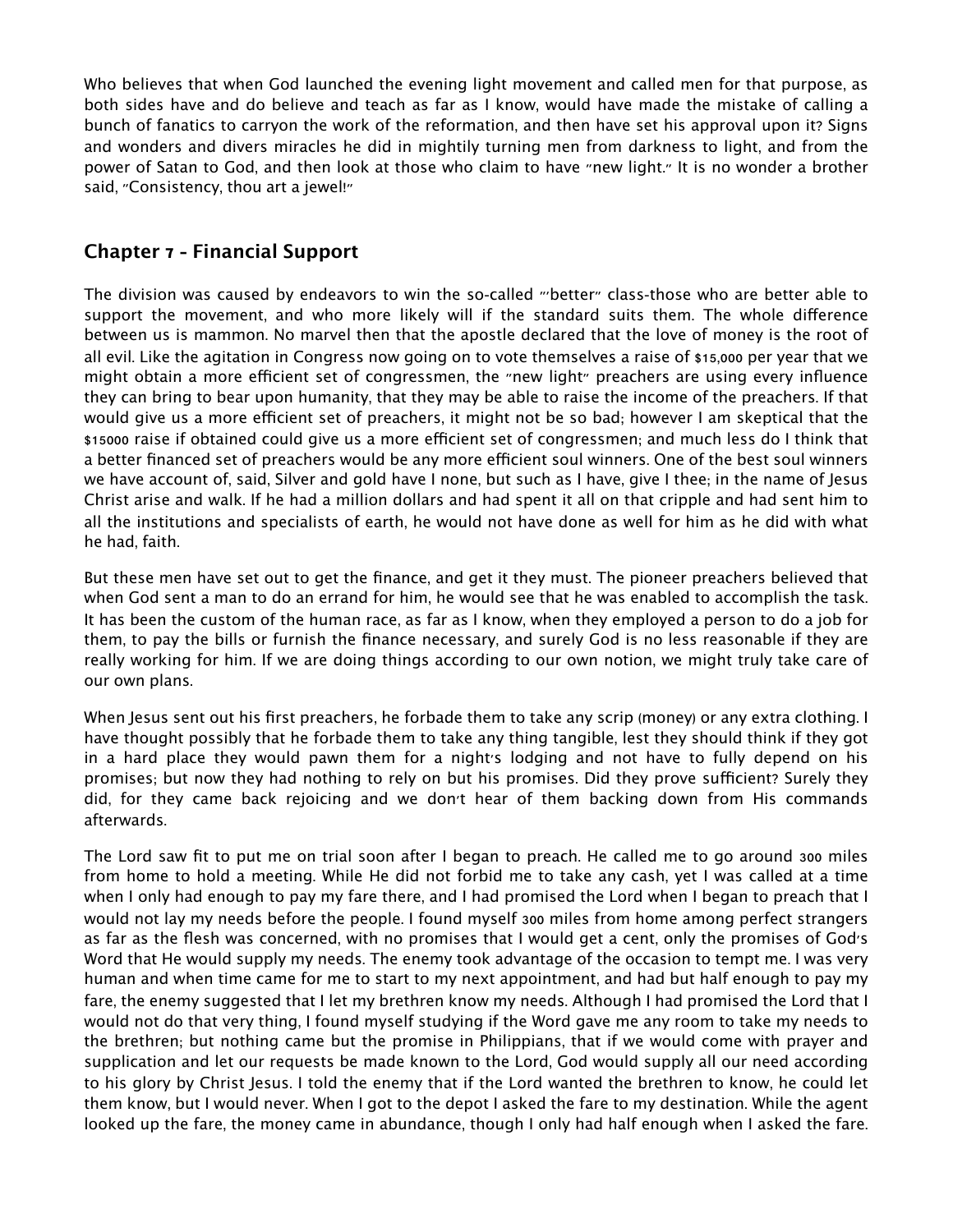Who believes that when God launched the evening light movement and called men for that purpose, as both sides have and do believe and teach as far as I know, would have made the mistake of calling a bunch of fanatics to carryon the work of the reformation, and then have set his approval upon it? Signs and wonders and divers miracles he did in mightily turning men from darkness to light, and from the power of Satan to God, and then look at those who claim to have "new light." It is no wonder a brother said, "Consistency, thou art a jewel!"

## Chapter 7 - Financial Support

The division was caused by endeavors to win the so-called "'better" class-those who are better able to support the movement, and who more likely will if the standard suits them. The whole difference between us is mammon. No marvel then that the apostle declared that the love of money is the root of all evil. Like the agitation in Congress now going on to vote themselves a raise of $15,000 per year that we might obtain a more efficient set of congressmen, the "new light" preachers are using every influence they can bring to bear upon humanity, that they may be able to raise the income of the preachers. If that would give us a more efficient set of preachers, it might not be so bad; however I am skeptical that the $15000 raise if obtained could give us a more efficient set of congressmen; and much less do I think that a better financed set of preachers would be any more efficient soul winners. One of the best soul winners we have account of, said, Silver and gold have I none, but such as I have, give I thee; in the name of Jesus Christ arise and walk. If he had a million dollars and had spent it all on that cripple and had sent him to all the institutions and specialists of earth, he would not have done as well for him as he did with what he had, faith.

But these men have set out to get the finance, and get it they must. The pioneer preachers believed that when God sent a man to do an errand for him, he would see that he was enabled to accomplish the task. It has been the custom of the human race, as far as I know, when they employed a person to do a job for them, to pay the bills or furnish the finance necessary, and surely God is no less reasonable if they are really working for him. If we are doing things according to our own notion, we might truly take care of our own plans.

When Jesus sent out his first preachers, he forbade them to take any scrip (money) or any extra clothing. I have thought possibly that he forbade them to take any thing tangible, lest they should think if they got in a hard place they would pawn them for a night's lodging and not have to fully depend on his promises; but now they had nothing to rely on but his promises. Did they prove sufficient? Surely they did, for they came back rejoicing and we don't hear of them backing down from His commands afterwards.

The Lord saw fit to put me on trial soon after I began to preach. He called me to go around 300 miles from home to hold a meeting. While He did not forbid me to take any cash, yet I was called at a time when I only had enough to pay my fare there, and I had promised the Lord when I began to preach that I would not lay my needs before the people. I found myself 300 miles from home among perfect strangers as far as the flesh was concerned, with no promises that I would get a cent, only the promises of God's Word that He would supply my needs. The enemy took advantage of the occasion to tempt me. I was very human and when time came for me to start to my next appointment, and had but half enough to pay my fare, the enemy suggested that I let my brethren know my needs. Although I had promised the Lord that I would not do that very thing, I found myself studying if the Word gave me any room to take my needs to the brethren; but nothing came but the promise in Philippians, that if we would come with prayer and supplication and let our requests be made known to the Lord, God would supply all our need according to his glory by Christ Jesus. I told the enemy that if the Lord wanted the brethren to know, he could let them know, but I would never. When I got to the depot I asked the fare to my destination. While the agent looked up the fare, the money came in abundance, though I only had half enough when I asked the fare.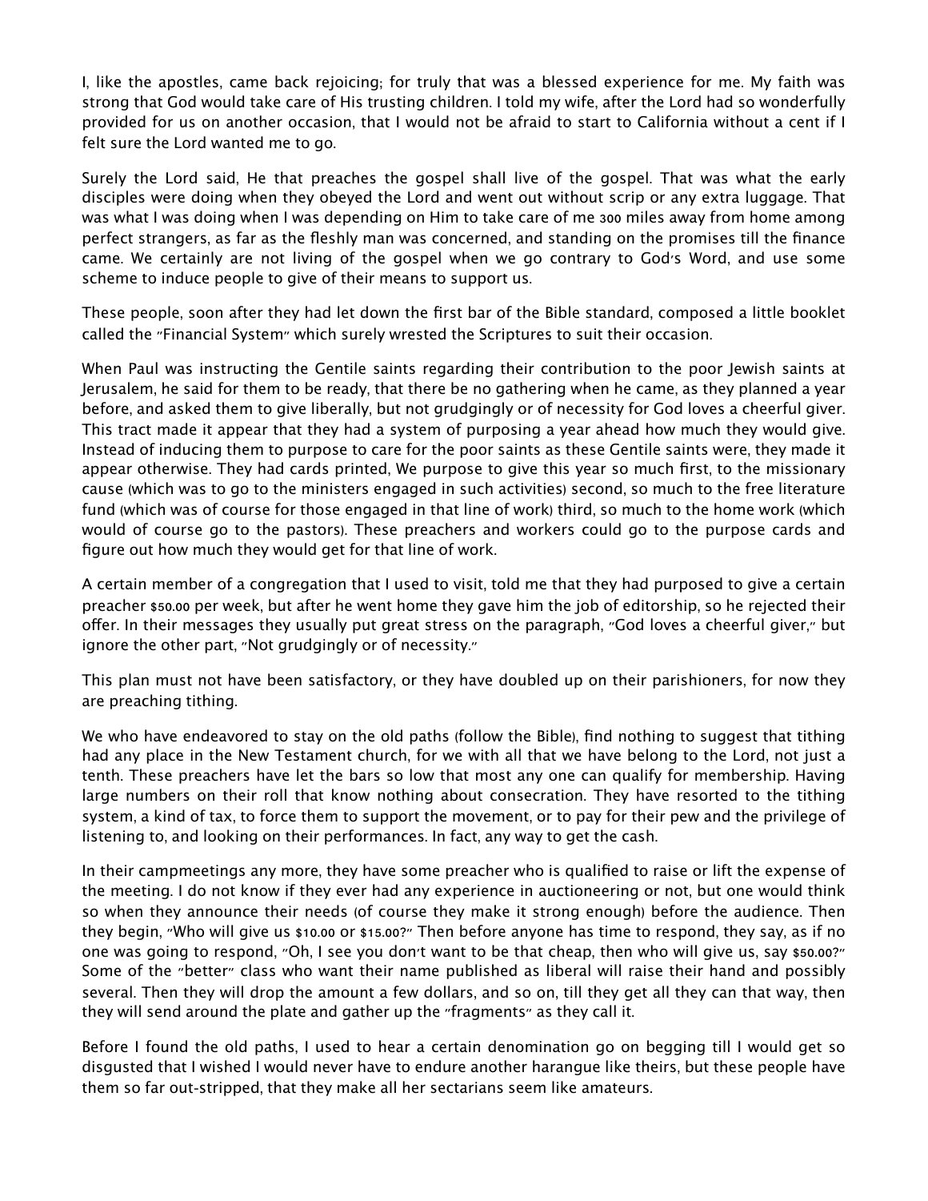I, like the apostles, came back rejoicing; for truly that was a blessed experience for me. My faith was strong that God would take care of His trusting children. I told my wife, after the Lord had so wonderfully provided for us on another occasion, that I would not be afraid to start to California without a cent if I felt sure the Lord wanted me to go.

Surely the Lord said, He that preaches the gospel shall live of the gospel. That was what the early disciples were doing when they obeyed the Lord and went out without scrip or any extra luggage. That was what I was doing when I was depending on Him to take care of me 300 miles away from home among perfect strangers, as far as the fleshly man was concerned, and standing on the promises till the finance came. We certainly are not living of the gospel when we go contrary to God's Word, and use some scheme to induce people to give of their means to support us.

These people, soon after they had let down the first bar of the Bible standard, composed a little booklet called the "Financial System" which surely wrested the Scriptures to suit their occasion.

When Paul was instructing the Gentile saints regarding their contribution to the poor Jewish saints at Jerusalem, he said for them to be ready, that there be no gathering when he came, as they planned a year before, and asked them to give liberally, but not grudgingly or of necessity for God loves a cheerful giver. This tract made it appear that they had a system of purposing a year ahead how much they would give. Instead of inducing them to purpose to care for the poor saints as these Gentile saints were, they made it appear otherwise. They had cards printed, We purpose to give this year so much first, to the missionary cause (which was to go to the ministers engaged in such activities) second, so much to the free literature fund (which was of course for those engaged in that line of work) third, so much to the home work (which would of course go to the pastors). These preachers and workers could go to the purpose cards and figure out how much they would get for that line of work.

A certain member of a congregation that I used to visit, told me that they had purposed to give a certain preacher $50.00 per week, but after he went home they gave him the job of editorship, so he rejected their offer. In their messages they usually put great stress on the paragraph, "God loves a cheerful giver," but ignore the other part, "Not grudgingly or of necessity."

This plan must not have been satisfactory, or they have doubled up on their parishioners, for now they are preaching tithing.

We who have endeavored to stay on the old paths (follow the Bible), find nothing to suggest that tithing had any place in the New Testament church, for we with all that we have belong to the Lord, not just a tenth. These preachers have let the bars so low that most any one can qualify for membership. Having large numbers on their roll that know nothing about consecration. They have resorted to the tithing system, a kind of tax, to force them to support the movement, or to pay for their pew and the privilege of listening to, and looking on their performances. In fact, any way to get the cash.

In their campmeetings any more, they have some preacher who is qualified to raise or lift the expense of the meeting. I do not know if they ever had any experience in auctioneering or not, but one would think so when they announce their needs (of course they make it strong enough) before the audience. Then they begin, "Who will give us $10.00 or $15.00?" Then before anyone has time to respond, they say, as if no one was going to respond, "Oh, I see you don't want to be that cheap, then who will give us, say $50.00?" Some of the "better" class who want their name published as liberal will raise their hand and possibly several. Then they will drop the amount a few dollars, and so on, till they get all they can that way, then they will send around the plate and gather up the "fragments" as they call it.

Before I found the old paths, I used to hear a certain denomination go on begging till I would get so disgusted that I wished I would never have to endure another harangue like theirs, but these people have them so far out-stripped, that they make all her sectarians seem like amateurs.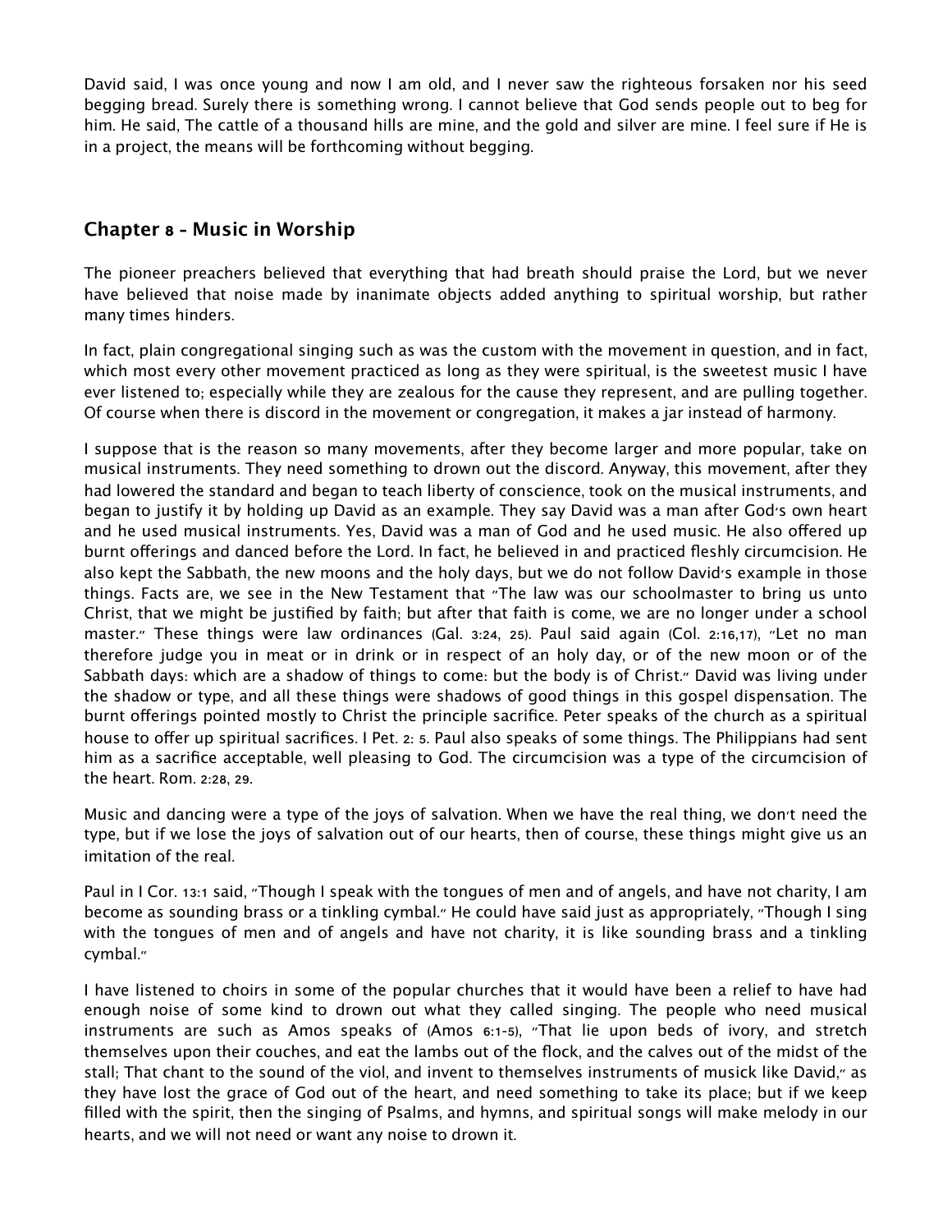David said, I was once young and now I am old, and I never saw the righteous forsaken nor his seed begging bread. Surely there is something wrong. I cannot believe that God sends people out to beg for him. He said, The cattle of a thousand hills are mine, and the gold and silver are mine. I feel sure if He is in a project, the means will be forthcoming without begging.

## Chapter 8 - Music in Worship

The pioneer preachers believed that everything that had breath should praise the Lord, but we never have believed that noise made by inanimate objects added anything to spiritual worship, but rather many times hinders.

In fact, plain congregational singing such as was the custom with the movement in question, and in fact, which most every other movement practiced as long as they were spiritual, is the sweetest music I have ever listened to; especially while they are zealous for the cause they represent, and are pulling together. Of course when there is discord in the movement or congregation, it makes a jar instead of harmony.

I suppose that is the reason so many movements, after they become larger and more popular, take on musical instruments. They need something to drown out the discord. Anyway, this movement, after they had lowered the standard and began to teach liberty of conscience, took on the musical instruments, and began to justify it by holding up David as an example. They say David was a man after God's own heart and he used musical instruments. Yes, David was a man of God and he used music. He also offered up burnt offerings and danced before the Lord. In fact, he believed in and practiced fleshly circumcision. He also kept the Sabbath, the new moons and the holy days, but we do not follow David's example in those things. Facts are, we see in the New Testament that "The law was our schoolmaster to bring us unto Christ, that we might be justified by faith; but after that faith is come, we are no longer under a school master." These things were law ordinances (Gal. 3:24, 25). Paul said again (Col. 2:16,17), "Let no man therefore judge you in meat or in drink or in respect of an holy day, or of the new moon or of the Sabbath days: which are a shadow of things to come: but the body is of Christ." David was living under the shadow or type, and all these things were shadows of good things in this gospel dispensation. The burnt offerings pointed mostly to Christ the principle sacrifice. Peter speaks of the church as a spiritual house to offer up spiritual sacrifices. I Pet. 2: 5. Paul also speaks of some things. The Philippians had sent him as a sacrifice acceptable, well pleasing to God. The circumcision was a type of the circumcision of the heart. Rom. 2:28, 29.

Music and dancing were a type of the joys of salvation. When we have the real thing, we don't need the type, but if we lose the joys of salvation out of our hearts, then of course, these things might give us an imitation of the real.

Paul in I Cor. 13:1 said, "Though I speak with the tongues of men and of angels, and have not charity, I am become as sounding brass or a tinkling cymbal." He could have said just as appropriately, "Though I sing with the tongues of men and of angels and have not charity, it is like sounding brass and a tinkling cymbal."

I have listened to choirs in some of the popular churches that it would have been a relief to have had enough noise of some kind to drown out what they called singing. The people who need musical instruments are such as Amos speaks of (Amos 6:1-5), "That lie upon beds of ivory, and stretch themselves upon their couches, and eat the lambs out of the flock, and the calves out of the midst of the stall; That chant to the sound of the viol, and invent to themselves instruments of musick like David," as they have lost the grace of God out of the heart, and need something to take its place; but if we keep filled with the spirit, then the singing of Psalms, and hymns, and spiritual songs will make melody in our hearts, and we will not need or want any noise to drown it.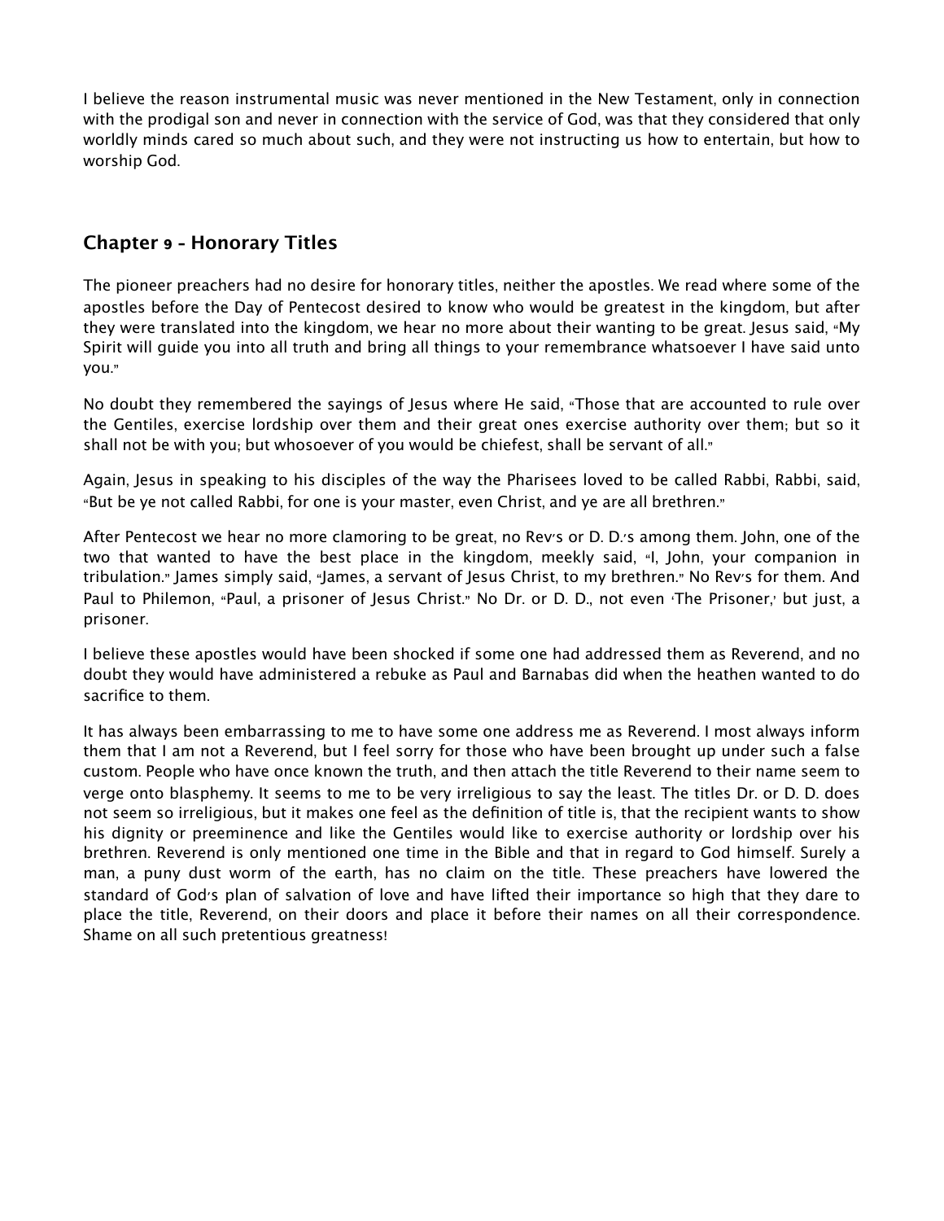I believe the reason instrumental music was never mentioned in the New Testament, only in connection with the prodigal son and never in connection with the service of God, was that they considered that only worldly minds cared so much about such, and they were not instructing us how to entertain, but how to worship God.

## Chapter 9 - Honorary Titles

The pioneer preachers had no desire for honorary titles, neither the apostles. We read where some of the apostles before the Day of Pentecost desired to know who would be greatest in the kingdom, but after they were translated into the kingdom, we hear no more about their wanting to be great. Jesus said, "My Spirit will guide you into all truth and bring all things to your remembrance whatsoever I have said unto you."

No doubt they remembered the sayings of Jesus where He said, "Those that are accounted to rule over the Gentiles, exercise lordship over them and their great ones exercise authority over them; but so it shall not be with you; but whosoever of you would be chiefest, shall be servant of all."

Again, Jesus in speaking to his disciples of the way the Pharisees loved to be called Rabbi, Rabbi, said, "But be ye not called Rabbi, for one is your master, even Christ, and ye are all brethren."

After Pentecost we hear no more clamoring to be great, no Rev's or D. D.'s among them. John, one of the two that wanted to have the best place in the kingdom, meekly said, "I, John, your companion in tribulation." James simply said, "James, a servant of Jesus Christ, to my brethren." No Rev's for them. And Paul to Philemon, "Paul, a prisoner of Jesus Christ." No Dr. or D. D., not even 'The Prisoner,' but just, a prisoner.

I believe these apostles would have been shocked if some one had addressed them as Reverend, and no doubt they would have administered a rebuke as Paul and Barnabas did when the heathen wanted to do sacrifice to them.

It has always been embarrassing to me to have some one address me as Reverend. I most always inform them that I am not a Reverend, but I feel sorry for those who have been brought up under such a false custom. People who have once known the truth, and then attach the title Reverend to their name seem to verge onto blasphemy. It seems to me to be very irreligious to say the least. The titles Dr. or D. D. does not seem so irreligious, but it makes one feel as the definition of title is, that the recipient wants to show his dignity or preeminence and like the Gentiles would like to exercise authority or lordship over his brethren. Reverend is only mentioned one time in the Bible and that in regard to God himself. Surely a man, a puny dust worm of the earth, has no claim on the title. These preachers have lowered the standard of God's plan of salvation of love and have lifted their importance so high that they dare to place the title, Reverend, on their doors and place it before their names on all their correspondence. Shame on all such pretentious greatness!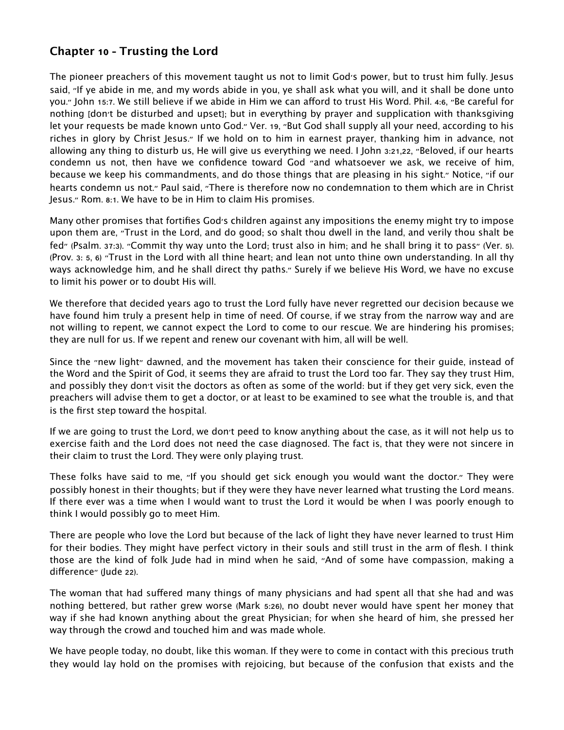## Chapter 10 - Trusting the Lord

The pioneer preachers of this movement taught us not to limit God's power, but to trust him fully. Jesus said, "If ye abide in me, and my words abide in you, ye shall ask what you will, and it shall be done unto you." John 15:7. We still believe if we abide in Him we can afford to trust His Word. Phil. 4:6, "Be careful for nothing [don't be disturbed and upset]; but in everything by prayer and supplication with thanksgiving let your requests be made known unto God." Ver. 19, "But God shall supply all your need, according to his riches in glory by Christ Jesus." If we hold on to him in earnest prayer, thanking him in advance, not allowing any thing to disturb us, He will give us everything we need. I John 3:21,22, "Beloved, if our hearts condemn us not, then have we confidence toward God "and whatsoever we ask, we receive of him, because we keep his commandments, and do those things that are pleasing in his sight." Notice, "if our hearts condemn us not." Paul said, "There is therefore now no condemnation to them which are in Christ Jesus." Rom. 8:1. We have to be in Him to claim His promises.

Many other promises that fortifies God's children against any impositions the enemy might try to impose upon them are, "Trust in the Lord, and do good; so shalt thou dwell in the land, and verily thou shalt be fed" (Psalm. 37:3). "Commit thy way unto the Lord; trust also in him; and he shall bring it to pass" (Ver. 5). (Prov. 3: 5, 6) "Trust in the Lord with all thine heart; and lean not unto thine own understanding. In all thy ways acknowledge him, and he shall direct thy paths." Surely if we believe His Word, we have no excuse to limit his power or to doubt His will.

We therefore that decided years ago to trust the Lord fully have never regretted our decision because we have found him truly a present help in time of need. Of course, if we stray from the narrow way and are not willing to repent, we cannot expect the Lord to come to our rescue. We are hindering his promises; they are null for us. If we repent and renew our covenant with him, all will be well.

Since the "new light" dawned, and the movement has taken their conscience for their guide, instead of the Word and the Spirit of God, it seems they are afraid to trust the Lord too far. They say they trust Him, and possibly they don't visit the doctors as often as some of the world: but if they get very sick, even the preachers will advise them to get a doctor, or at least to be examined to see what the trouble is, and that is the first step toward the hospital.

If we are going to trust the Lord, we don't peed to know anything about the case, as it will not help us to exercise faith and the Lord does not need the case diagnosed. The fact is, that they were not sincere in their claim to trust the Lord. They were only playing trust.

These folks have said to me, "If you should get sick enough you would want the doctor." They were possibly honest in their thoughts; but if they were they have never learned what trusting the Lord means. If there ever was a time when I would want to trust the Lord it would be when I was poorly enough to think I would possibly go to meet Him.

There are people who love the Lord but because of the lack of light they have never learned to trust Him for their bodies. They might have perfect victory in their souls and still trust in the arm of flesh. I think those are the kind of folk Jude had in mind when he said, "And of some have compassion, making a difference" (Jude 22).

The woman that had suffered many things of many physicians and had spent all that she had and was nothing bettered, but rather grew worse (Mark 5:26), no doubt never would have spent her money that way if she had known anything about the great Physician; for when she heard of him, she pressed her way through the crowd and touched him and was made whole.

We have people today, no doubt, like this woman. If they were to come in contact with this precious truth they would lay hold on the promises with rejoicing, but because of the confusion that exists and the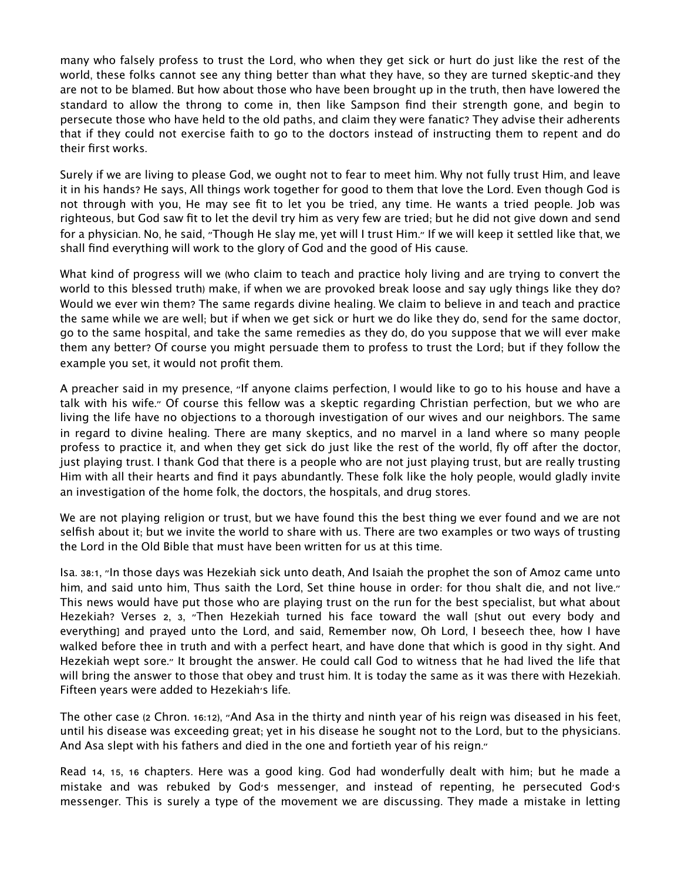many who falsely profess to trust the Lord, who when they get sick or hurt do just like the rest of the world, these folks cannot see any thing better than what they have, so they are turned skeptic-and they are not to be blamed. But how about those who have been brought up in the truth, then have lowered the standard to allow the throng to come in, then like Sampson find their strength gone, and begin to persecute those who have held to the old paths, and claim they were fanatic? They advise their adherents that if they could not exercise faith to go to the doctors instead of instructing them to repent and do their first works.

Surely if we are living to please God, we ought not to fear to meet him. Why not fully trust Him, and leave it in his hands? He says, All things work together for good to them that love the Lord. Even though God is not through with you, He may see fit to let you be tried, any time. He wants a tried people. Job was righteous, but God saw fit to let the devil try him as very few are tried; but he did not give down and send for a physician. No, he said, "Though He slay me, yet will I trust Him." If we will keep it settled like that, we shall find everything will work to the glory of God and the good of His cause.

What kind of progress will we (who claim to teach and practice holy living and are trying to convert the world to this blessed truth) make, if when we are provoked break loose and say ugly things like they do? Would we ever win them? The same regards divine healing. We claim to believe in and teach and practice the same while we are well; but if when we get sick or hurt we do like they do, send for the same doctor, go to the same hospital, and take the same remedies as they do, do you suppose that we will ever make them any better? Of course you might persuade them to profess to trust the Lord; but if they follow the example you set, it would not profit them.

A preacher said in my presence, "If anyone claims perfection, I would like to go to his house and have a talk with his wife." Of course this fellow was a skeptic regarding Christian perfection, but we who are living the life have no objections to a thorough investigation of our wives and our neighbors. The same in regard to divine healing. There are many skeptics, and no marvel in a land where so many people profess to practice it, and when they get sick do just like the rest of the world, fly off after the doctor, just playing trust. I thank God that there is a people who are not just playing trust, but are really trusting Him with all their hearts and find it pays abundantly. These folk like the holy people, would gladly invite an investigation of the home folk, the doctors, the hospitals, and drug stores.

We are not playing religion or trust, but we have found this the best thing we ever found and we are not selfish about it; but we invite the world to share with us. There are two examples or two ways of trusting the Lord in the Old Bible that must have been written for us at this time.

Isa. 38:1, "In those days was Hezekiah sick unto death, And Isaiah the prophet the son of Amoz came unto him, and said unto him, Thus saith the Lord, Set thine house in order: for thou shalt die, and not live." This news would have put those who are playing trust on the run for the best specialist, but what about Hezekiah? Verses 2, 3, "Then Hezekiah turned his face toward the wall [shut out every body and everything] and prayed unto the Lord, and said, Remember now, Oh Lord, I beseech thee, how I have walked before thee in truth and with a perfect heart, and have done that which is good in thy sight. And Hezekiah wept sore." It brought the answer. He could call God to witness that he had lived the life that will bring the answer to those that obey and trust him. It is today the same as it was there with Hezekiah. Fifteen years were added to Hezekiah's life.

The other case (2 Chron. 16:12), "And Asa in the thirty and ninth year of his reign was diseased in his feet, until his disease was exceeding great; yet in his disease he sought not to the Lord, but to the physicians. And Asa slept with his fathers and died in the one and fortieth year of his reign."

Read 14, 15, 16 chapters. Here was a good king. God had wonderfully dealt with him; but he made a mistake and was rebuked by God's messenger, and instead of repenting, he persecuted God's messenger. This is surely a type of the movement we are discussing. They made a mistake in letting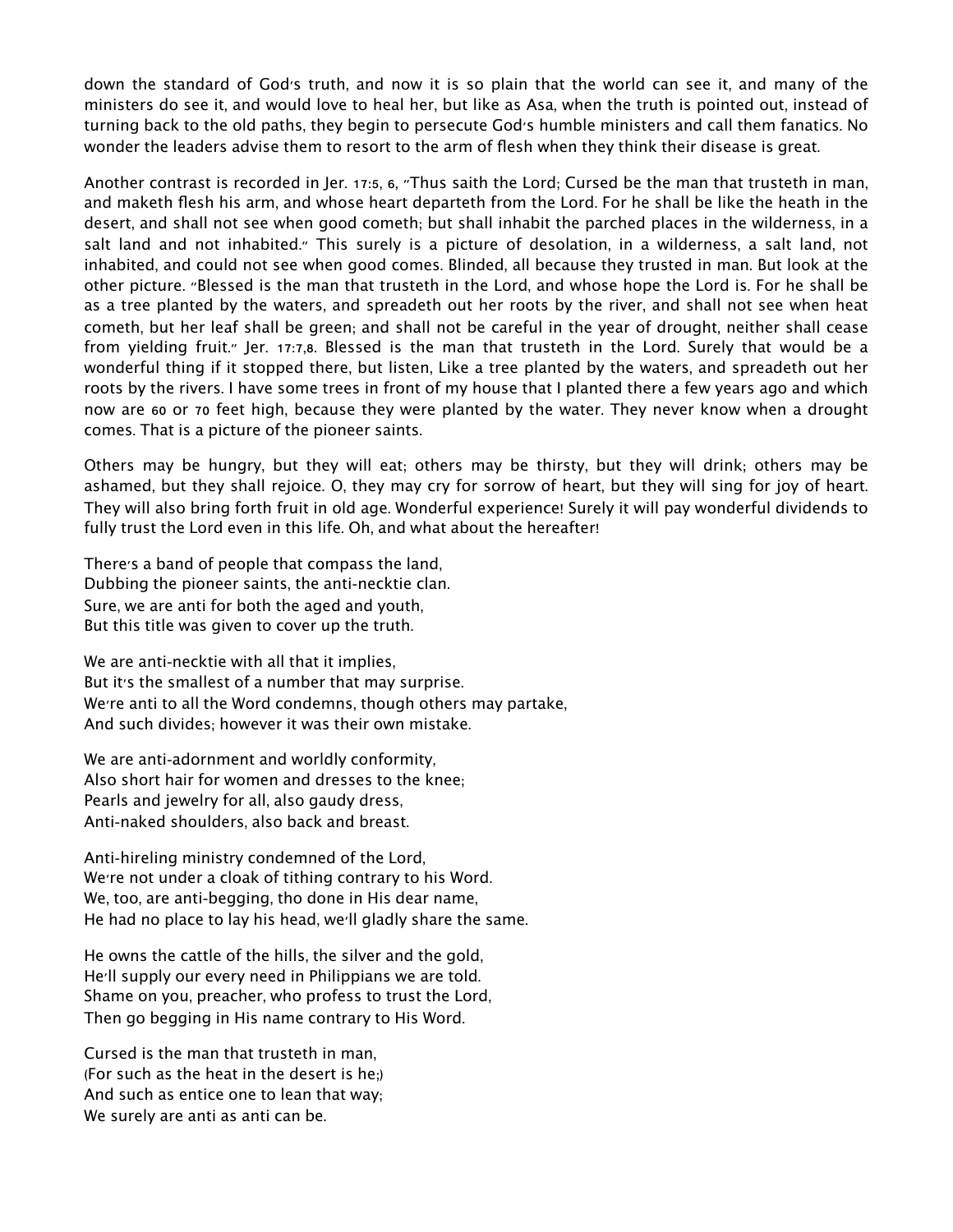down the standard of God's truth, and now it is so plain that the world can see it, and many of the ministers do see it, and would love to heal her, but like as Asa, when the truth is pointed out, instead of turning back to the old paths, they begin to persecute God's humble ministers and call them fanatics. No wonder the leaders advise them to resort to the arm of flesh when they think their disease is great.

Another contrast is recorded in Jer. 17:5, 6, "Thus saith the Lord; Cursed be the man that trusteth in man, and maketh flesh his arm, and whose heart departeth from the Lord. For he shall be like the heath in the desert, and shall not see when good cometh; but shall inhabit the parched places in the wilderness, in a salt land and not inhabited." This surely is a picture of desolation, in a wilderness, a salt land, not inhabited, and could not see when good comes. Blinded, all because they trusted in man. But look at the other picture. "Blessed is the man that trusteth in the Lord, and whose hope the Lord is. For he shall be as a tree planted by the waters, and spreadeth out her roots by the river, and shall not see when heat cometh, but her leaf shall be green; and shall not be careful in the year of drought, neither shall cease from yielding fruit." Jer. 17:7,8. Blessed is the man that trusteth in the Lord. Surely that would be a wonderful thing if it stopped there, but listen, Like a tree planted by the waters, and spreadeth out her roots by the rivers. I have some trees in front of my house that I planted there a few years ago and which now are 60 or 70 feet high, because they were planted by the water. They never know when a drought comes. That is a picture of the pioneer saints.

Others may be hungry, but they will eat; others may be thirsty, but they will drink; others may be ashamed, but they shall rejoice. O, they may cry for sorrow of heart, but they will sing for joy of heart. They will also bring forth fruit in old age. Wonderful experience! Surely it will pay wonderful dividends to fully trust the Lord even in this life. Oh, and what about the hereafter!

There's a band of people that compass the land,  
Dubbing the pioneer saints, the anti-necktie clan.  
Sure, we are anti for both the aged and youth,  
But this title was given to cover up the truth.

We are anti-necktie with all that it implies,  
But it's the smallest of a number that may surprise.  
We're anti to all the Word condemns, though others may partake,  
And such divides; however it was their own mistake.

We are anti-adornment and worldly conformity,  
Also short hair for women and dresses to the knee;  
Pearls and jewelry for all, also gaudy dress,  
Anti-naked shoulders, also back and breast.

Anti-hireling ministry condemned of the Lord,  
We're not under a cloak of tithing contrary to his Word.  
We, too, are anti-begging, tho done in His dear name,  
He had no place to lay his head, we'll gladly share the same.

He owns the cattle of the hills, the silver and the gold,  
He'll supply our every need in Philippians we are told.  
Shame on you, preacher, who profess to trust the Lord,  
Then go begging in His name contrary to His Word.

Cursed is the man that trusteth in man,  
(For such as the heat in the desert is he;)  
And such as entice one to lean that way;  
We surely are anti as anti can be.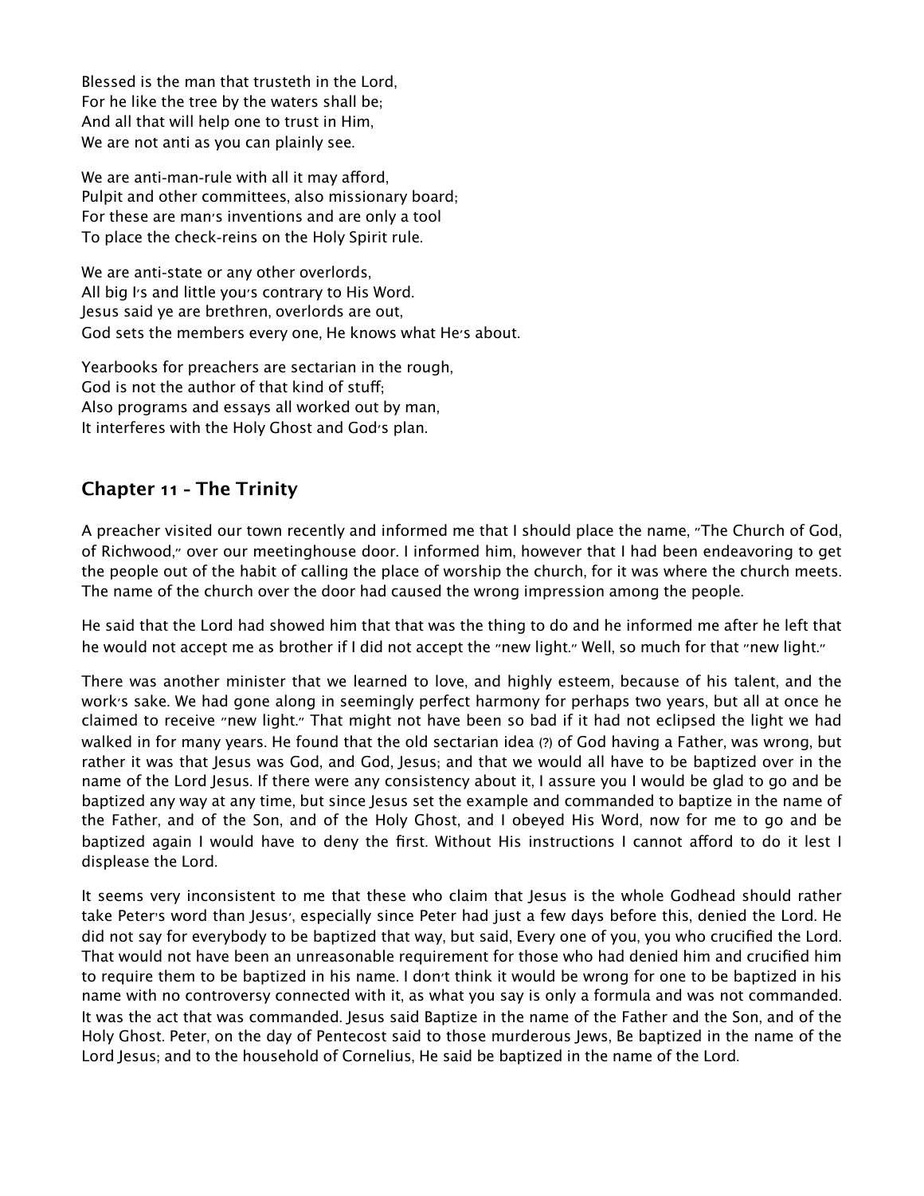Blessed is the man that trusteth in the Lord,
For he like the tree by the waters shall be;
And all that will help one to trust in Him,
We are not anti as you can plainly see.

We are anti-man-rule with all it may afford,
Pulpit and other committees, also missionary board;
For these are man's inventions and are only a tool
To place the check-reins on the Holy Spirit rule.

We are anti-state or any other overlords,
All big I's and little you's contrary to His Word.
Jesus said ye are brethren, overlords are out,
God sets the members every one, He knows what He's about.

Yearbooks for preachers are sectarian in the rough,
God is not the author of that kind of stuff;
Also programs and essays all worked out by man,
It interferes with the Holy Ghost and God's plan.

## Chapter 11 - The Trinity

A preacher visited our town recently and informed me that I should place the name, "The Church of God, of Richwood," over our meetinghouse door. I informed him, however that I had been endeavoring to get the people out of the habit of calling the place of worship the church, for it was where the church meets. The name of the church over the door had caused the wrong impression among the people.

He said that the Lord had showed him that that was the thing to do and he informed me after he left that he would not accept me as brother if I did not accept the "new light." Well, so much for that "new light."

There was another minister that we learned to love, and highly esteem, because of his talent, and the work's sake. We had gone along in seemingly perfect harmony for perhaps two years, but all at once he claimed to receive "new light." That might not have been so bad if it had not eclipsed the light we had walked in for many years. He found that the old sectarian idea (?) of God having a Father, was wrong, but rather it was that Jesus was God, and God, Jesus; and that we would all have to be baptized over in the name of the Lord Jesus. If there were any consistency about it, I assure you I would be glad to go and be baptized any way at any time, but since Jesus set the example and commanded to baptize in the name of the Father, and of the Son, and of the Holy Ghost, and I obeyed His Word, now for me to go and be baptized again I would have to deny the first. Without His instructions I cannot afford to do it lest I displease the Lord.

It seems very inconsistent to me that these who claim that Jesus is the whole Godhead should rather take Peter's word than Jesus', especially since Peter had just a few days before this, denied the Lord. He did not say for everybody to be baptized that way, but said, Every one of you, you who crucified the Lord. That would not have been an unreasonable requirement for those who had denied him and crucified him to require them to be baptized in his name. I don't think it would be wrong for one to be baptized in his name with no controversy connected with it, as what you say is only a formula and was not commanded. It was the act that was commanded. Jesus said Baptize in the name of the Father and the Son, and of the Holy Ghost. Peter, on the day of Pentecost said to those murderous Jews, Be baptized in the name of the Lord Jesus; and to the household of Cornelius, He said be baptized in the name of the Lord.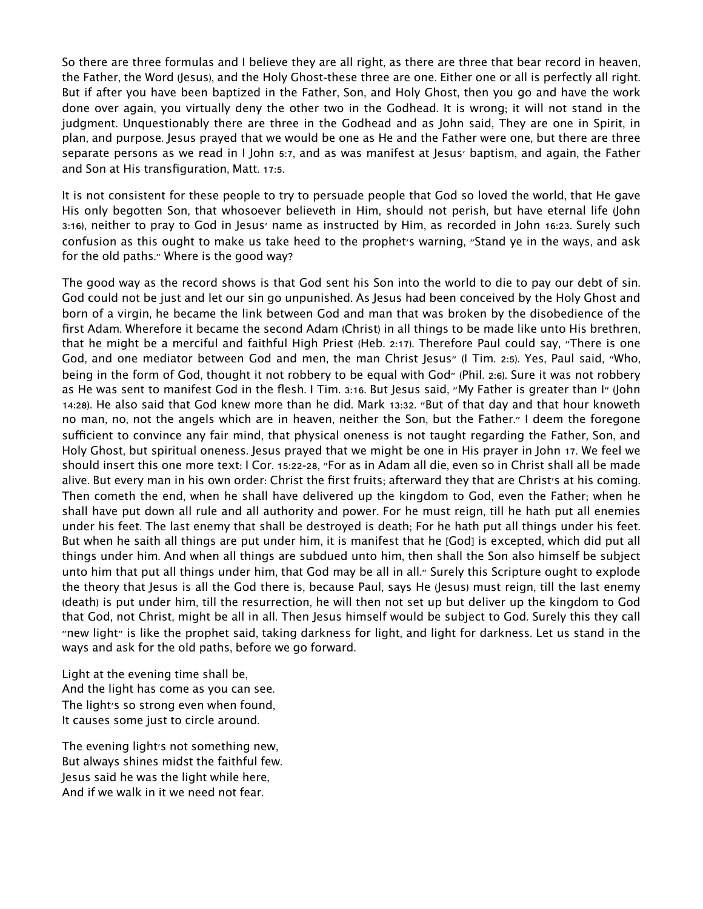So there are three formulas and I believe they are all right, as there are three that bear record in heaven, the Father, the Word (Jesus), and the Holy Ghost-these three are one. Either one or all is perfectly all right. But if after you have been baptized in the Father, Son, and Holy Ghost, then you go and have the work done over again, you virtually deny the other two in the Godhead. It is wrong; it will not stand in the judgment. Unquestionably there are three in the Godhead and as John said, They are one in Spirit, in plan, and purpose. Jesus prayed that we would be one as He and the Father were one, but there are three separate persons as we read in I John 5:7, and as was manifest at Jesus' baptism, and again, the Father and Son at His transfiguration, Matt. 17:5.

It is not consistent for these people to try to persuade people that God so loved the world, that He gave His only begotten Son, that whosoever believeth in Him, should not perish, but have eternal life (John 3:16), neither to pray to God in Jesus' name as instructed by Him, as recorded in John 16:23. Surely such confusion as this ought to make us take heed to the prophet's warning, "Stand ye in the ways, and ask for the old paths." Where is the good way?

The good way as the record shows is that God sent his Son into the world to die to pay our debt of sin. God could not be just and let our sin go unpunished. As Jesus had been conceived by the Holy Ghost and born of a virgin, he became the link between God and man that was broken by the disobedience of the first Adam. Wherefore it became the second Adam (Christ) in all things to be made like unto His brethren, that he might be a merciful and faithful High Priest (Heb. 2:17). Therefore Paul could say, "There is one God, and one mediator between God and men, the man Christ Jesus" (I Tim. 2:5). Yes, Paul said, "Who, being in the form of God, thought it not robbery to be equal with God" (Phil. 2:6). Sure it was not robbery as He was sent to manifest God in the flesh. I Tim. 3:16. But Jesus said, "My Father is greater than I" (John 14:28). He also said that God knew more than he did. Mark 13:32. "But of that day and that hour knoweth no man, no, not the angels which are in heaven, neither the Son, but the Father." I deem the foregone sufficient to convince any fair mind, that physical oneness is not taught regarding the Father, Son, and Holy Ghost, but spiritual oneness. Jesus prayed that we might be one in His prayer in John 17. We feel we should insert this one more text: I Cor. 15:22-28, "For as in Adam all die, even so in Christ shall all be made alive. But every man in his own order: Christ the first fruits; afterward they that are Christ's at his coming. Then cometh the end, when he shall have delivered up the kingdom to God, even the Father; when he shall have put down all rule and all authority and power. For he must reign, till he hath put all enemies under his feet. The last enemy that shall be destroyed is death; For he hath put all things under his feet. But when he saith all things are put under him, it is manifest that he [God] is excepted, which did put all things under him. And when all things are subdued unto him, then shall the Son also himself be subject unto him that put all things under him, that God may be all in all." Surely this Scripture ought to explode the theory that Jesus is all the God there is, because Paul, says He (Jesus) must reign, till the last enemy (death) is put under him, till the resurrection, he will then not set up but deliver up the kingdom to God that God, not Christ, might be all in all. Then Jesus himself would be subject to God. Surely this they call "new light" is like the prophet said, taking darkness for light, and light for darkness. Let us stand in the ways and ask for the old paths, before we go forward.

Light at the evening time shall be,  
And the light has come as you can see.  
The light's so strong even when found,  
It causes some just to circle around.

The evening light's not something new,  
But always shines midst the faithful few.  
Jesus said he was the light while here,  
And if we walk in it we need not fear.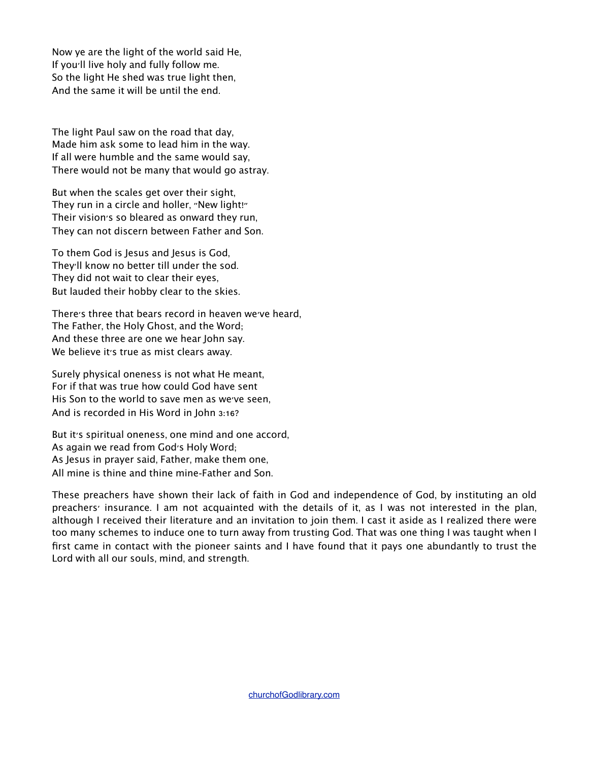Now ye are the light of the world said He,  
If you'll live holy and fully follow me.  
So the light He shed was true light then,  
And the same it will be until the end.

The light Paul saw on the road that day,  
Made him ask some to lead him in the way.  
If all were humble and the same would say,  
There would not be many that would go astray.

But when the scales get over their sight,  
They run in a circle and holler, "New light!"  
Their vision's so bleared as onward they run,  
They can not discern between Father and Son.

To them God is Jesus and Jesus is God,  
They'll know no better till under the sod.  
They did not wait to clear their eyes,  
But lauded their hobby clear to the skies.

There's three that bears record in heaven we've heard,  
The Father, the Holy Ghost, and the Word;  
And these three are one we hear John say.  
We believe it's true as mist clears away.

Surely physical oneness is not what He meant,  
For if that was true how could God have sent  
His Son to the world to save men as we've seen,  
And is recorded in His Word in John 3:16?

But it's spiritual oneness, one mind and one accord,  
As again we read from God's Holy Word;  
As Jesus in prayer said, Father, make them one,  
All mine is thine and thine mine-Father and Son.

These preachers have shown their lack of faith in God and independence of God, by instituting an old preachers' insurance. I am not acquainted with the details of it, as I was not interested in the plan, although I received their literature and an invitation to join them. I cast it aside as I realized there were too many schemes to induce one to turn away from trusting God. That was one thing I was taught when I first came in contact with the pioneer saints and I have found that it pays one abundantly to trust the Lord with all our souls, mind, and strength.